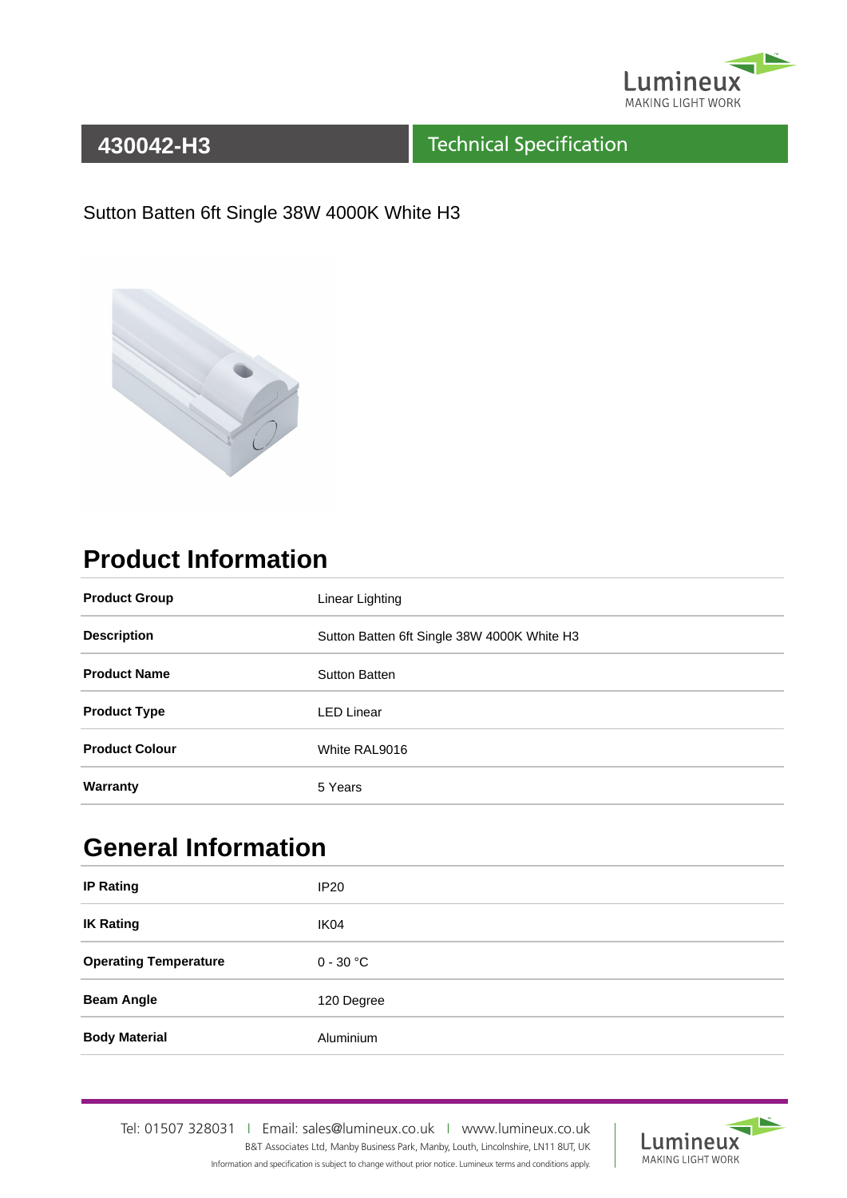# 430042-H3

## Technical Specification

Sutton Batten 6ft Single 38W 4000K White H3

## Product Information

| | |
|---|---|
| **Product Group** | Linear Lighting |
| **Description** | Sutton Batten 6ft Single 38W 4000K White H3 |
| **Product Name** | Sutton Batten |
| **Product Type** | LED Linear |
| **Product Colour** | White RAL9016 |
| **Warranty** | 5 Years |

## General Information

| | |
|---|---|
| **IP Rating** | IP20 |
| **IK Rating** | IK04 |
| **Operating Temperature** | 0 - 30 °C |
| **Beam Angle** | 120 Degree |
| **Body Material** | Aluminium |

Tel: 01507 328031 | Email: sales@lumineux.co.uk | www.lumineux.co.uk

B&T Associates Ltd, Manby Business Park, Manby, Louth, Lincolnshire, LN11 8UT, UK

Information and specification is subject to change without prior notice. Lumineux terms and conditions apply.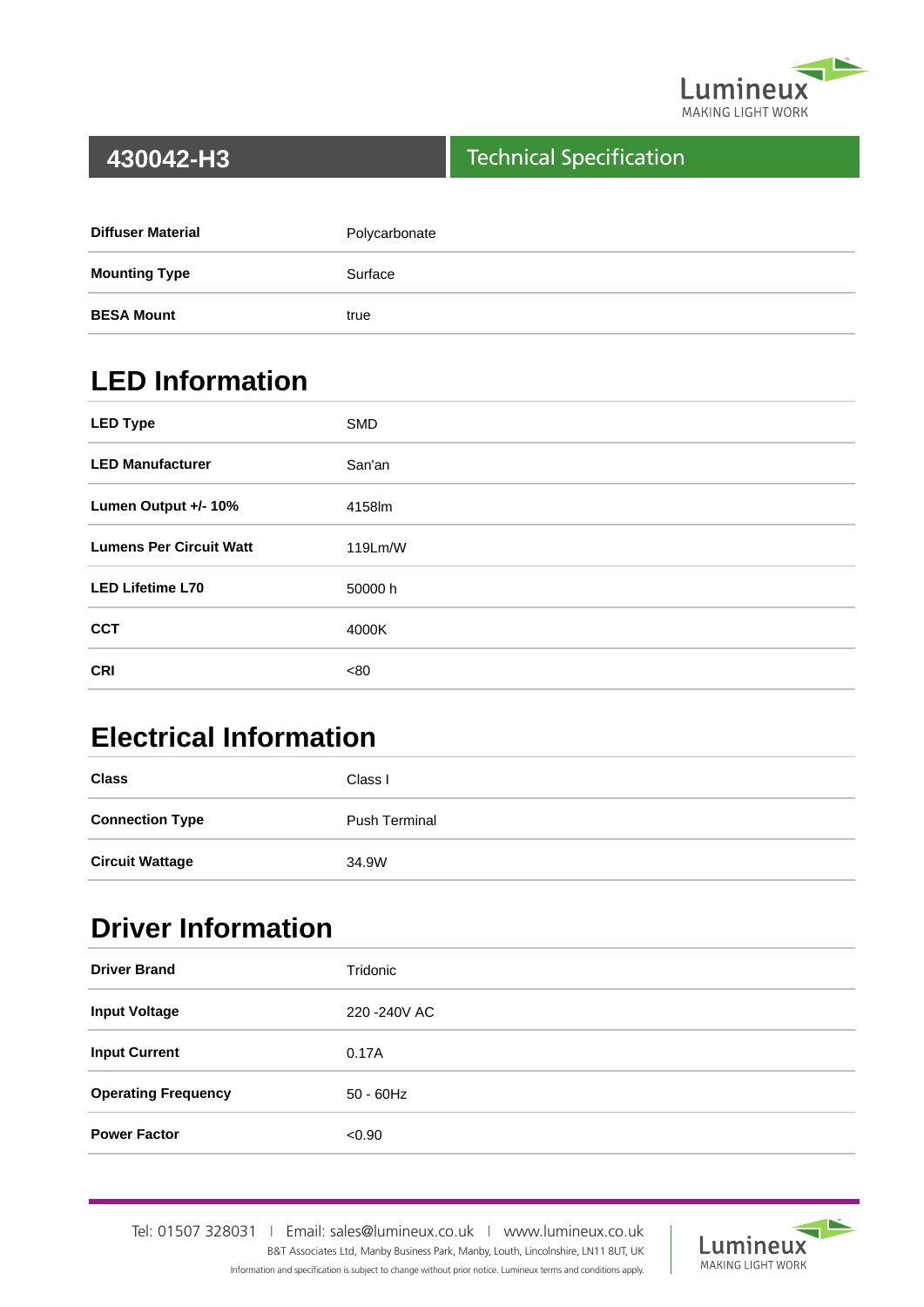# 430042-H3

## Technical Specification

| | |
|---|---|
| **Diffuser Material** | Polycarbonate |
| **Mounting Type** | Surface |
| **BESA Mount** | true |

## LED Information

| | |
|---|---|
| **LED Type** | SMD |
| **LED Manufacturer** | San'an |
| **Lumen Output +/- 10%** | 4158lm |
| **Lumens Per Circuit Watt** | 119Lm/W |
| **LED Lifetime L70** | 50000 h |
| **CCT** | 4000K |
| **CRI** | <80 |

## Electrical Information

| | |
|---|---|
| **Class** | Class I |
| **Connection Type** | Push Terminal |
| **Circuit Wattage** | 34.9W |

## Driver Information

| | |
|---|---|
| **Driver Brand** | Tridonic |
| **Input Voltage** | 220 -240V AC |
| **Input Current** | 0.17A |
| **Operating Frequency** | 50 - 60Hz |
| **Power Factor** | <0.90 |

Tel: 01507 328031 | Email: sales@lumineux.co.uk | www.lumineux.co.uk

B&T Associates Ltd, Manby Business Park, Manby, Louth, Lincolnshire, LN11 8UT, UK

Information and specification is subject to change without prior notice. Lumineux terms and conditions apply.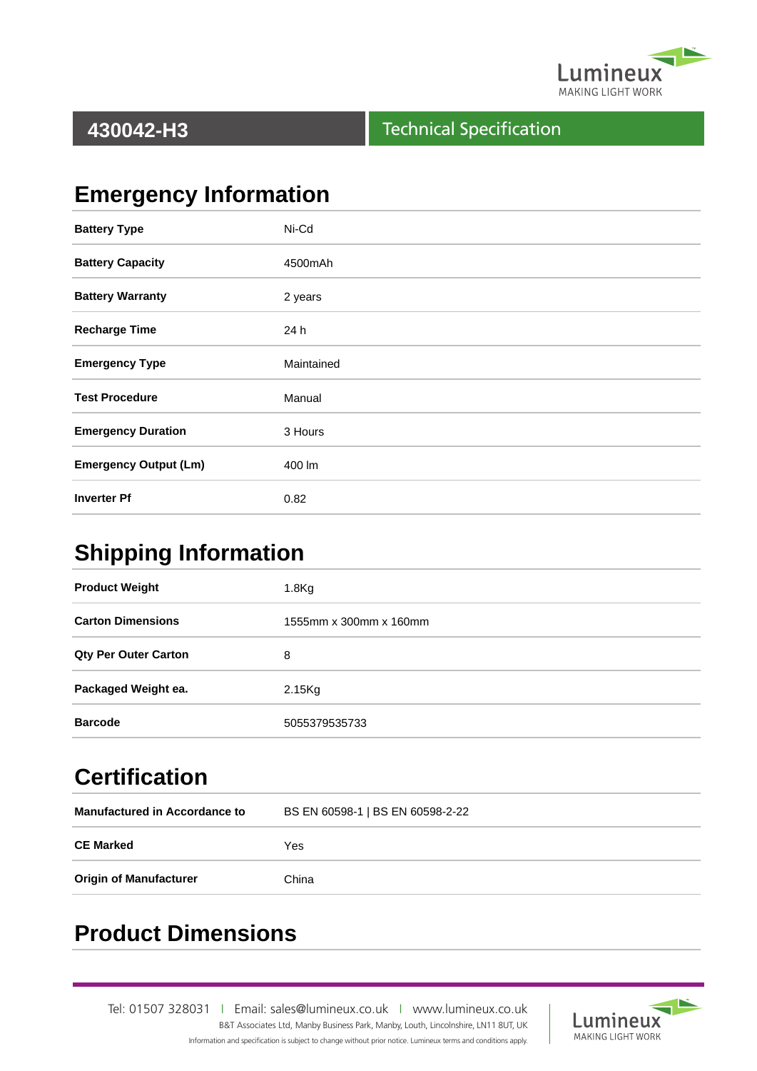# 430042-H3

Technical Specification

## Emergency Information

| | |
|---|---|
| **Battery Type** | Ni-Cd |
| **Battery Capacity** | 4500mAh |
| **Battery Warranty** | 2 years |
| **Recharge Time** | 24 h |
| **Emergency Type** | Maintained |
| **Test Procedure** | Manual |
| **Emergency Duration** | 3 Hours |
| **Emergency Output (Lm)** | 400 lm |
| **Inverter Pf** | 0.82 |

## Shipping Information

| | |
|---|---|
| **Product Weight** | 1.8Kg |
| **Carton Dimensions** | 1555mm x 300mm x 160mm |
| **Qty Per Outer Carton** | 8 |
| **Packaged Weight ea.** | 2.15Kg |
| **Barcode** | 5055379535733 |

## Certification

| | |
|---|---|
| **Manufactured in Accordance to** | BS EN 60598-1 \| BS EN 60598-2-22 |
| **CE Marked** | Yes |
| **Origin of Manufacturer** | China |

## Product Dimensions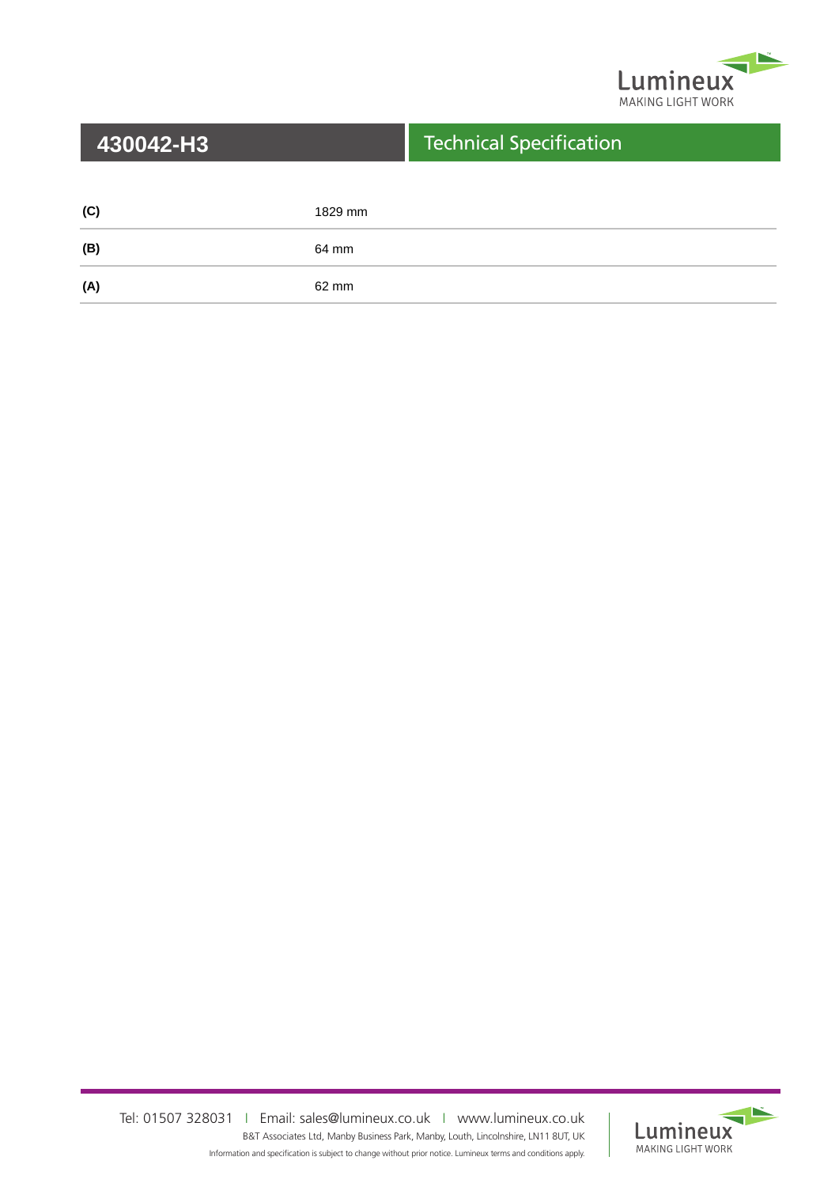## 430042-H3

## Technical Specification

| | |
|---|---|
| **(C)** | 1829 mm |
| **(B)** | 64 mm |
| **(A)** | 62 mm |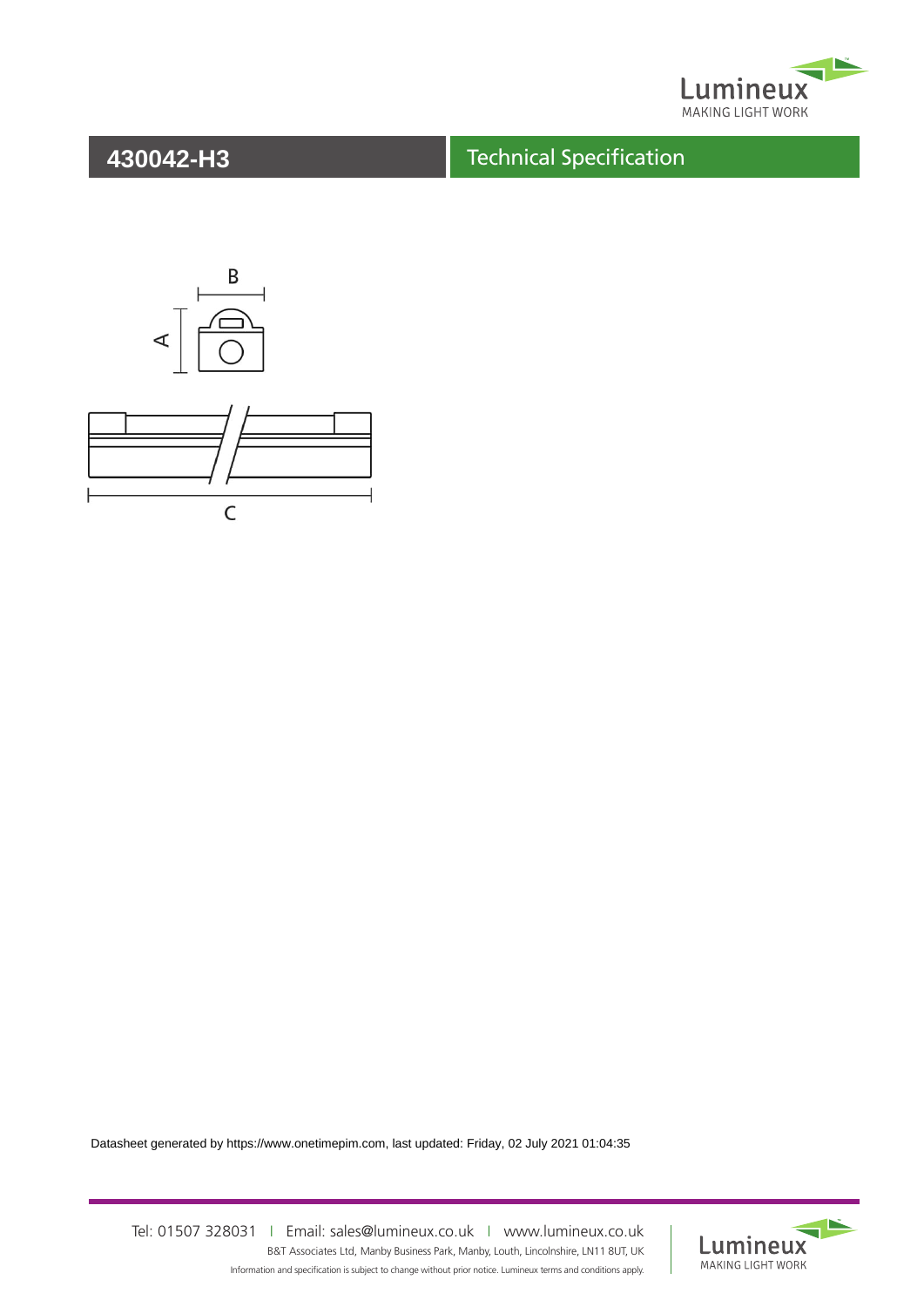# 430042-H3

## Technical Specification

B

A

C

Datasheet generated by https://www.onetimepim.com, last updated: Friday, 02 July 2021 01:04:35